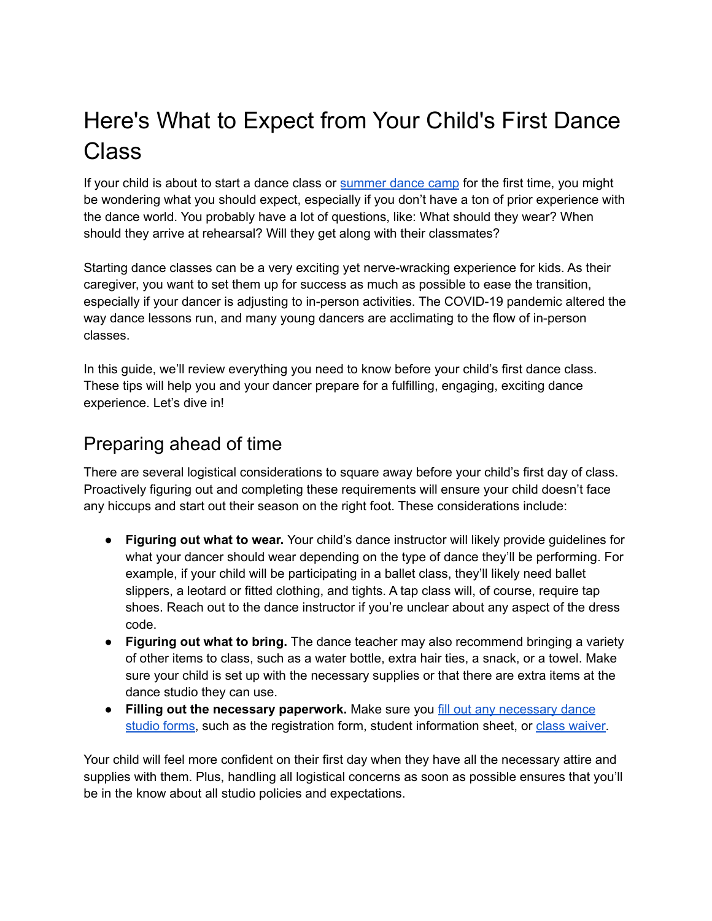# Here's What to Expect from Your Child's First Dance Class

If your child is about to start a dance class or [summer dance camp](#) for the first time, you might be wondering what you should expect, especially if you don't have a ton of prior experience with the dance world. You probably have a lot of questions, like: What should they wear? When should they arrive at rehearsal? Will they get along with their classmates?

Starting dance classes can be a very exciting yet nerve-wracking experience for kids. As their caregiver, you want to set them up for success as much as possible to ease the transition, especially if your dancer is adjusting to in-person activities. The COVID-19 pandemic altered the way dance lessons run, and many young dancers are acclimating to the flow of in-person classes.

In this guide, we'll review everything you need to know before your child's first dance class. These tips will help you and your dancer prepare for a fulfilling, engaging, exciting dance experience. Let's dive in!

## Preparing ahead of time

There are several logistical considerations to square away before your child's first day of class. Proactively figuring out and completing these requirements will ensure your child doesn't face any hiccups and start out their season on the right foot. These considerations include:

- **Figuring out what to wear.** Your child's dance instructor will likely provide guidelines for what your dancer should wear depending on the type of dance they'll be performing. For example, if your child will be participating in a ballet class, they'll likely need ballet slippers, a leotard or fitted clothing, and tights. A tap class will, of course, require tap shoes. Reach out to the dance instructor if you're unclear about any aspect of the dress code.
- **Figuring out what to bring.** The dance teacher may also recommend bringing a variety of other items to class, such as a water bottle, extra hair ties, a snack, or a towel. Make sure your child is set up with the necessary supplies or that there are extra items at the dance studio they can use.
- **Filling out the necessary paperwork.** Make sure you [fill out any necessary dance studio forms](#), such as the registration form, student information sheet, or [class waiver](#).

Your child will feel more confident on their first day when they have all the necessary attire and supplies with them. Plus, handling all logistical concerns as soon as possible ensures that you'll be in the know about all studio policies and expectations.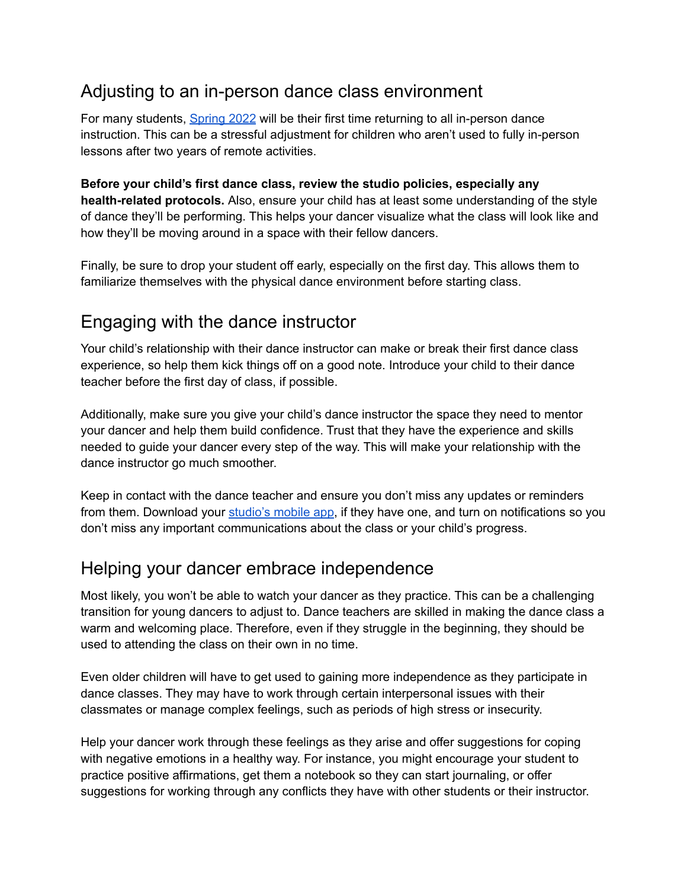## Adjusting to an in-person dance class environment

For many students, [Spring 2022](#) will be their first time returning to all in-person dance instruction. This can be a stressful adjustment for children who aren't used to fully in-person lessons after two years of remote activities.

**Before your child's first dance class, review the studio policies, especially any health-related protocols.** Also, ensure your child has at least some understanding of the style of dance they'll be performing. This helps your dancer visualize what the class will look like and how they'll be moving around in a space with their fellow dancers.

Finally, be sure to drop your student off early, especially on the first day. This allows them to familiarize themselves with the physical dance environment before starting class.

## Engaging with the dance instructor

Your child's relationship with their dance instructor can make or break their first dance class experience, so help them kick things off on a good note. Introduce your child to their dance teacher before the first day of class, if possible.

Additionally, make sure you give your child's dance instructor the space they need to mentor your dancer and help them build confidence. Trust that they have the experience and skills needed to guide your dancer every step of the way. This will make your relationship with the dance instructor go much smoother.

Keep in contact with the dance teacher and ensure you don't miss any updates or reminders from them. Download your [studio's mobile app](#), if they have one, and turn on notifications so you don't miss any important communications about the class or your child's progress.

## Helping your dancer embrace independence

Most likely, you won't be able to watch your dancer as they practice. This can be a challenging transition for young dancers to adjust to. Dance teachers are skilled in making the dance class a warm and welcoming place. Therefore, even if they struggle in the beginning, they should be used to attending the class on their own in no time.

Even older children will have to get used to gaining more independence as they participate in dance classes. They may have to work through certain interpersonal issues with their classmates or manage complex feelings, such as periods of high stress or insecurity.

Help your dancer work through these feelings as they arise and offer suggestions for coping with negative emotions in a healthy way. For instance, you might encourage your student to practice positive affirmations, get them a notebook so they can start journaling, or offer suggestions for working through any conflicts they have with other students or their instructor.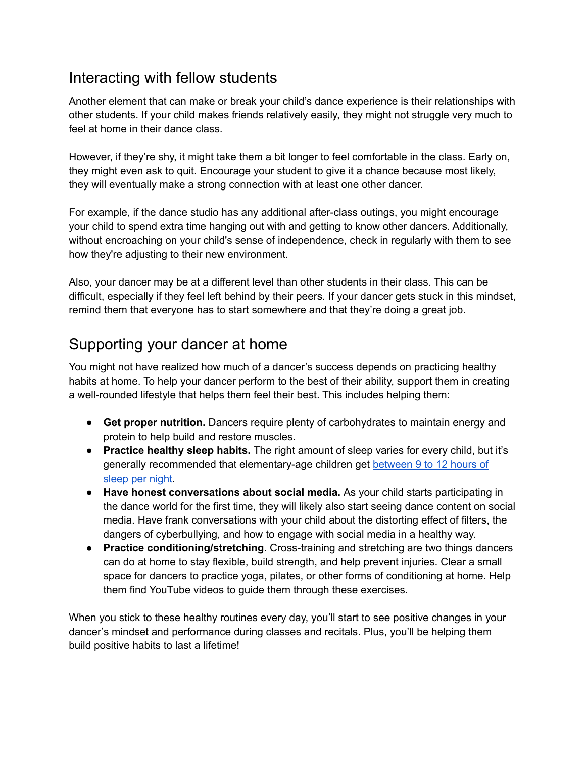## Interacting with fellow students

Another element that can make or break your child's dance experience is their relationships with other students. If your child makes friends relatively easily, they might not struggle very much to feel at home in their dance class.

However, if they're shy, it might take them a bit longer to feel comfortable in the class. Early on, they might even ask to quit. Encourage your student to give it a chance because most likely, they will eventually make a strong connection with at least one other dancer.

For example, if the dance studio has any additional after-class outings, you might encourage your child to spend extra time hanging out with and getting to know other dancers. Additionally, without encroaching on your child's sense of independence, check in regularly with them to see how they're adjusting to their new environment.

Also, your dancer may be at a different level than other students in their class. This can be difficult, especially if they feel left behind by their peers. If your dancer gets stuck in this mindset, remind them that everyone has to start somewhere and that they're doing a great job.

## Supporting your dancer at home

You might not have realized how much of a dancer's success depends on practicing healthy habits at home. To help your dancer perform to the best of their ability, support them in creating a well-rounded lifestyle that helps them feel their best. This includes helping them:

- **Get proper nutrition.** Dancers require plenty of carbohydrates to maintain energy and protein to help build and restore muscles.
- **Practice healthy sleep habits.** The right amount of sleep varies for every child, but it's generally recommended that elementary-age children get between 9 to 12 hours of sleep per night.
- **Have honest conversations about social media.** As your child starts participating in the dance world for the first time, they will likely also start seeing dance content on social media. Have frank conversations with your child about the distorting effect of filters, the dangers of cyberbullying, and how to engage with social media in a healthy way.
- **Practice conditioning/stretching.** Cross-training and stretching are two things dancers can do at home to stay flexible, build strength, and help prevent injuries. Clear a small space for dancers to practice yoga, pilates, or other forms of conditioning at home. Help them find YouTube videos to guide them through these exercises.

When you stick to these healthy routines every day, you'll start to see positive changes in your dancer's mindset and performance during classes and recitals. Plus, you'll be helping them build positive habits to last a lifetime!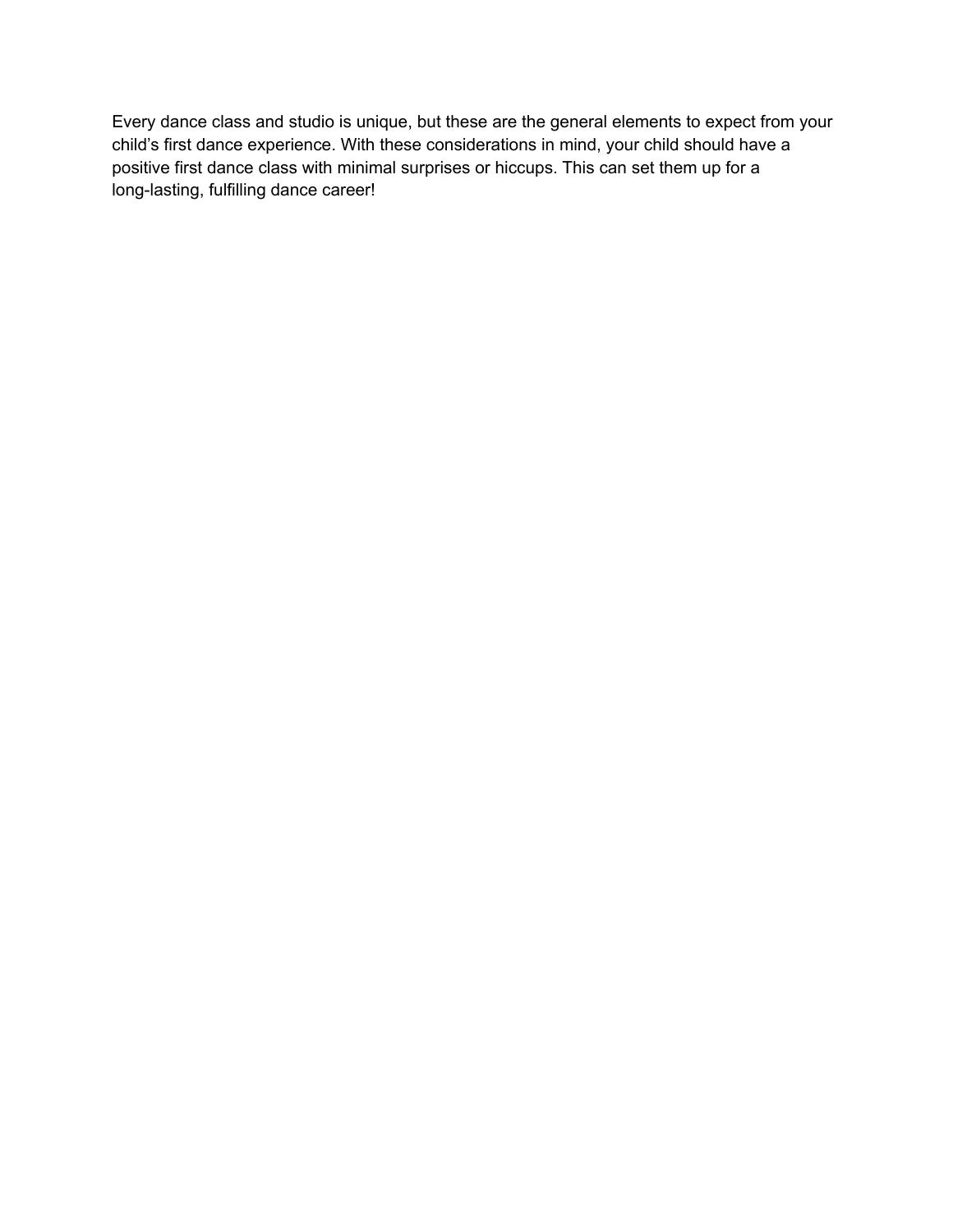Every dance class and studio is unique, but these are the general elements to expect from your child's first dance experience. With these considerations in mind, your child should have a positive first dance class with minimal surprises or hiccups. This can set them up for a long-lasting, fulfilling dance career!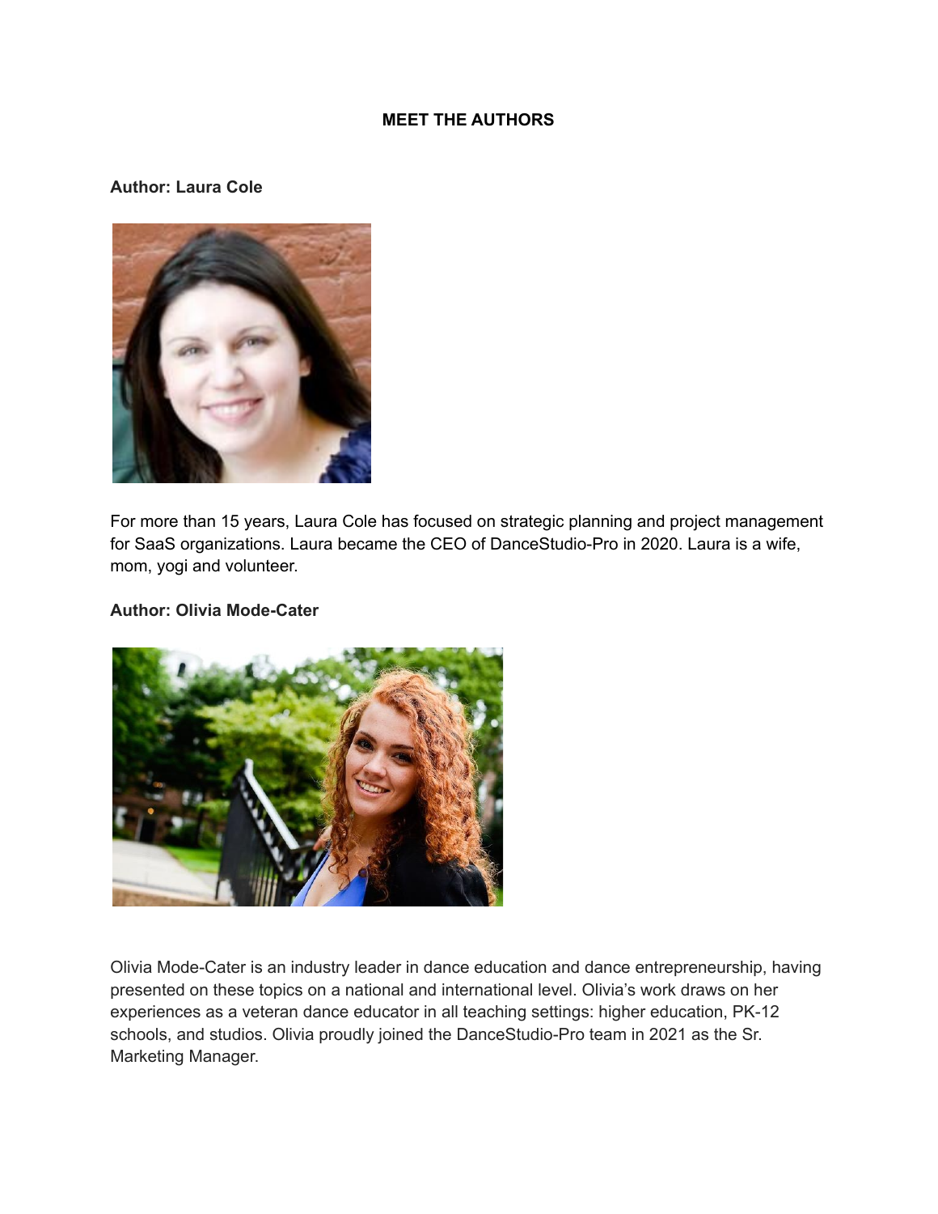## MEET THE AUTHORS

**Author: Laura Cole**

For more than 15 years, Laura Cole has focused on strategic planning and project management for SaaS organizations. Laura became the CEO of DanceStudio-Pro in 2020. Laura is a wife, mom, yogi and volunteer.

**Author: Olivia Mode-Cater**

Olivia Mode-Cater is an industry leader in dance education and dance entrepreneurship, having presented on these topics on a national and international level. Olivia's work draws on her experiences as a veteran dance educator in all teaching settings: higher education, PK-12 schools, and studios. Olivia proudly joined the DanceStudio-Pro team in 2021 as the Sr. Marketing Manager.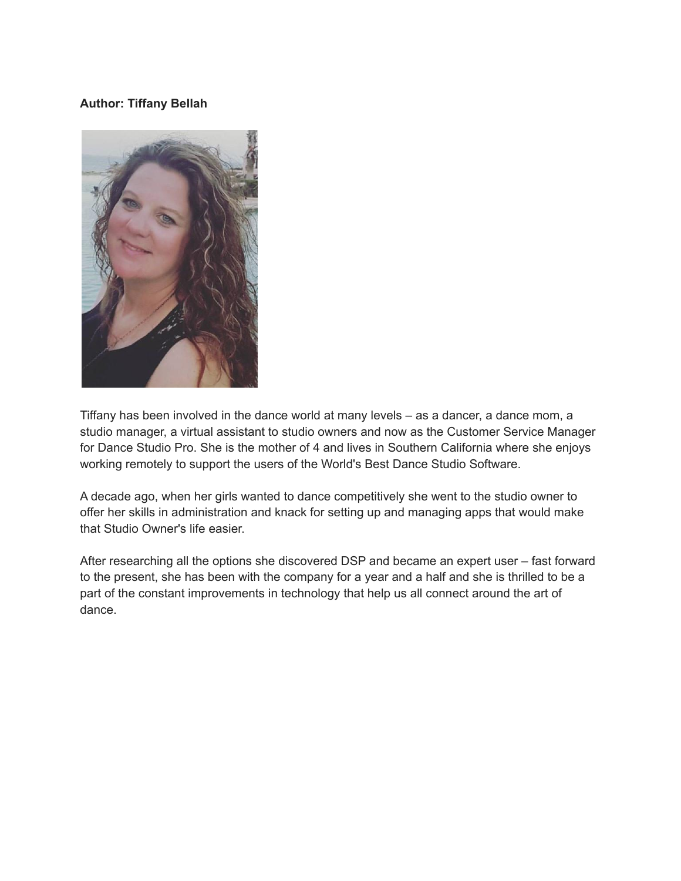**Author: Tiffany Bellah**

Tiffany has been involved in the dance world at many levels – as a dancer, a dance mom, a studio manager, a virtual assistant to studio owners and now as the Customer Service Manager for Dance Studio Pro. She is the mother of 4 and lives in Southern California where she enjoys working remotely to support the users of the World's Best Dance Studio Software.

A decade ago, when her girls wanted to dance competitively she went to the studio owner to offer her skills in administration and knack for setting up and managing apps that would make that Studio Owner's life easier.

After researching all the options she discovered DSP and became an expert user – fast forward to the present, she has been with the company for a year and a half and she is thrilled to be a part of the constant improvements in technology that help us all connect around the art of dance.